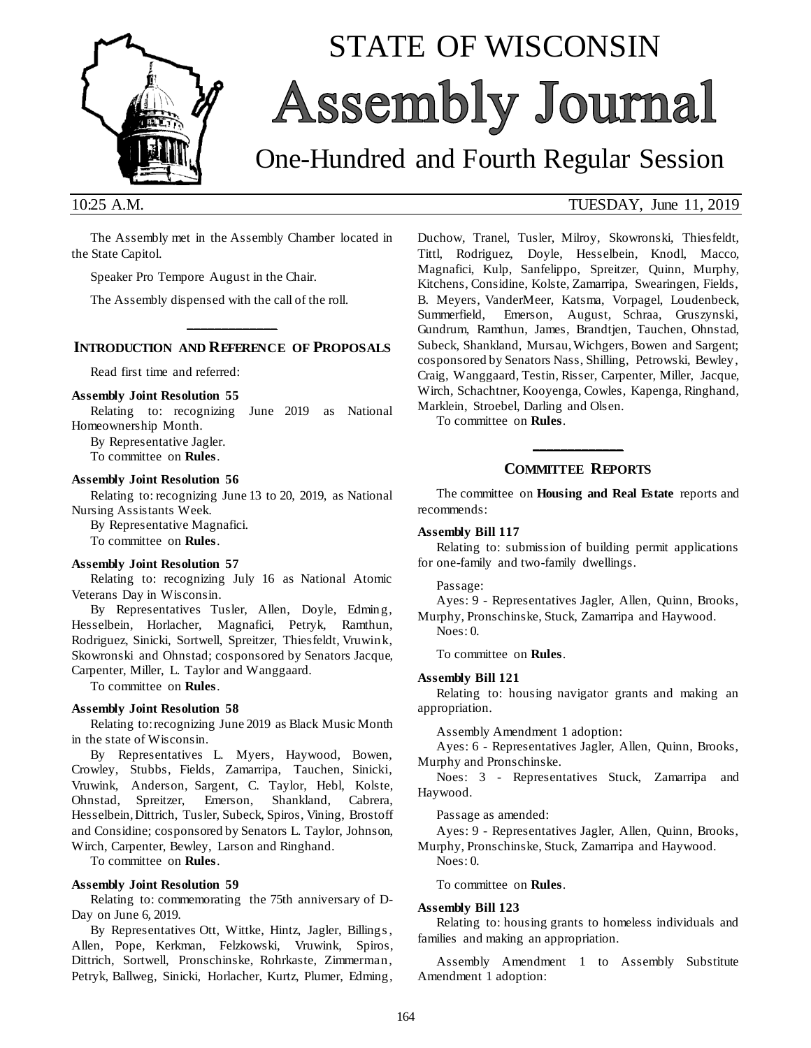# STATE OF WISCONSIN
# Assembly Journal
## One-Hundred and Fourth Regular Session

10:25 A.M. TUESDAY, June 11, 2019

The Assembly met in the Assembly Chamber located in the State Capitol.

Speaker Pro Tempore August in the Chair.

The Assembly dispensed with the call of the roll.

---

### INTRODUCTION AND REFERENCE OF PROPOSALS

Read first time and referred:

**Assembly Joint Resolution 55**

Relating to: recognizing June 2019 as National Homeownership Month.

By Representative Jagler.

To committee on **Rules**.

**Assembly Joint Resolution 56**

Relating to: recognizing June 13 to 20, 2019, as National Nursing Assistants Week.

By Representative Magnafici.

To committee on **Rules**.

**Assembly Joint Resolution 57**

Relating to: recognizing July 16 as National Atomic Veterans Day in Wisconsin.

By Representatives Tusler, Allen, Doyle, Edming, Hesselbein, Horlacher, Magnafici, Petryk, Ramthun, Rodriguez, Sinicki, Sortwell, Spreitzer, Thiesfeldt, Vruwink, Skowronski and Ohnstad; cosponsored by Senators Jacque, Carpenter, Miller, L. Taylor and Wanggaard.

To committee on **Rules**.

**Assembly Joint Resolution 58**

Relating to: recognizing June 2019 as Black Music Month in the state of Wisconsin.

By Representatives L. Myers, Haywood, Bowen, Crowley, Stubbs, Fields, Zamarripa, Tauchen, Sinicki, Vruwink, Anderson, Sargent, C. Taylor, Hebl, Kolste, Ohnstad, Spreitzer, Emerson, Shankland, Cabrera, Hesselbein, Dittrich, Tusler, Subeck, Spiros, Vining, Brostoff and Considine; cosponsored by Senators L. Taylor, Johnson, Wirch, Carpenter, Bewley, Larson and Ringhand.

To committee on **Rules**.

**Assembly Joint Resolution 59**

Relating to: commemorating the 75th anniversary of D-Day on June 6, 2019.

By Representatives Ott, Wittke, Hintz, Jagler, Billings, Allen, Pope, Kerkman, Felzkowski, Vruwink, Spiros, Dittrich, Sortwell, Pronschinske, Rohrkaste, Zimmerman, Petryk, Ballweg, Sinicki, Horlacher, Kurtz, Plumer, Edming, Duchow, Tranel, Tusler, Milroy, Skowronski, Thiesfeldt, Tittl, Rodriguez, Doyle, Hesselbein, Knodl, Macco, Magnafici, Kulp, Sanfelippo, Spreitzer, Quinn, Murphy, Kitchens, Considine, Kolste, Zamarripa, Swearingen, Fields, B. Meyers, VanderMeer, Katsma, Vorpagel, Loudenbeck, Summerfield, Emerson, August, Schraa, Gruszynski, Gundrum, Ramthun, James, Brandtjen, Tauchen, Ohnstad, Subeck, Shankland, Mursau, Wichgers, Bowen and Sargent; cosponsored by Senators Nass, Shilling, Petrowski, Bewley, Craig, Wanggaard, Testin, Risser, Carpenter, Miller, Jacque, Wirch, Schachtner, Kooyenga, Cowles, Kapenga, Ringhand, Marklein, Stroebel, Darling and Olsen.

To committee on **Rules**.

---

### COMMITTEE REPORTS

The committee on **Housing and Real Estate** reports and recommends:

**Assembly Bill 117**

Relating to: submission of building permit applications for one-family and two-family dwellings.

Passage:

Ayes: 9 - Representatives Jagler, Allen, Quinn, Brooks, Murphy, Pronschinske, Stuck, Zamarripa and Haywood.

Noes: 0.

To committee on **Rules**.

**Assembly Bill 121**

Relating to: housing navigator grants and making an appropriation.

Assembly Amendment 1 adoption:

Ayes: 6 - Representatives Jagler, Allen, Quinn, Brooks, Murphy and Pronschinske.

Noes: 3 - Representatives Stuck, Zamarripa and Haywood.

Passage as amended:

Ayes: 9 - Representatives Jagler, Allen, Quinn, Brooks, Murphy, Pronschinske, Stuck, Zamarripa and Haywood.

Noes: 0.

To committee on **Rules**.

**Assembly Bill 123**

Relating to: housing grants to homeless individuals and families and making an appropriation.

Assembly Amendment 1 to Assembly Substitute Amendment 1 adoption: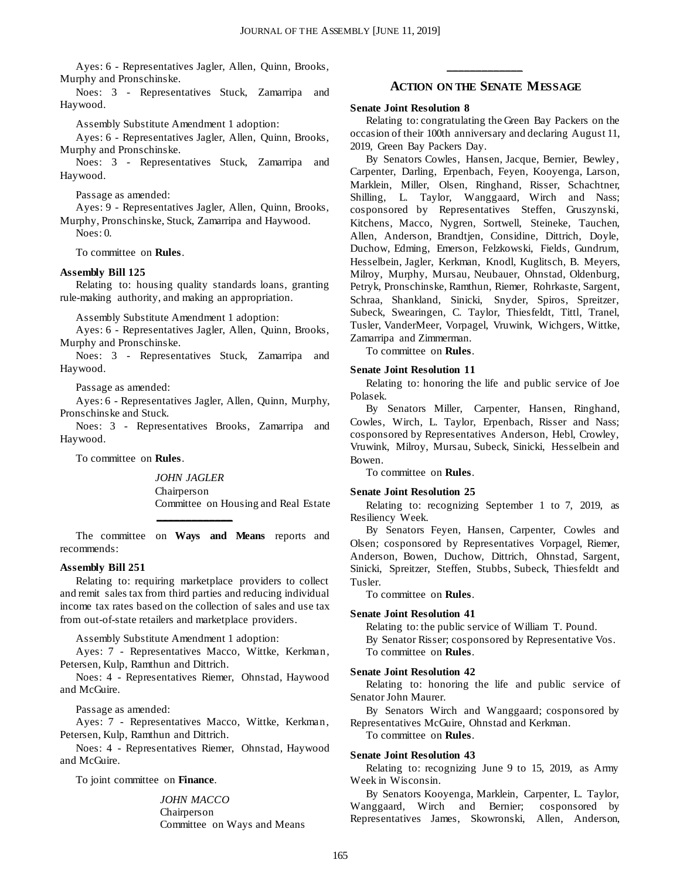Ayes: 6 - Representatives Jagler, Allen, Quinn, Brooks, Murphy and Pronschinske.

Noes: 3 - Representatives Stuck, Zamarripa and Haywood.

Assembly Substitute Amendment 1 adoption:

Ayes: 6 - Representatives Jagler, Allen, Quinn, Brooks, Murphy and Pronschinske.

Noes: 3 - Representatives Stuck, Zamarripa and Haywood.

Passage as amended:

Ayes: 9 - Representatives Jagler, Allen, Quinn, Brooks, Murphy, Pronschinske, Stuck, Zamarripa and Haywood.

Noes: 0.

To committee on **Rules**.

**Assembly Bill 125**

Relating to: housing quality standards loans, granting rule-making authority, and making an appropriation.

Assembly Substitute Amendment 1 adoption:

Ayes: 6 - Representatives Jagler, Allen, Quinn, Brooks, Murphy and Pronschinske.

Noes: 3 - Representatives Stuck, Zamarripa and Haywood.

Passage as amended:

Ayes: 6 - Representatives Jagler, Allen, Quinn, Murphy, Pronschinske and Stuck.

Noes: 3 - Representatives Brooks, Zamarripa and Haywood.

To committee on **Rules**.

*JOHN JAGLER*
Chairperson
Committee on Housing and Real Estate

---

The committee on **Ways and Means** reports and recommends:

**Assembly Bill 251**

Relating to: requiring marketplace providers to collect and remit sales tax from third parties and reducing individual income tax rates based on the collection of sales and use tax from out-of-state retailers and marketplace providers.

Assembly Substitute Amendment 1 adoption:

Ayes: 7 - Representatives Macco, Wittke, Kerkman, Petersen, Kulp, Ramthun and Dittrich.

Noes: 4 - Representatives Riemer, Ohnstad, Haywood and McGuire.

Passage as amended:

Ayes: 7 - Representatives Macco, Wittke, Kerkman, Petersen, Kulp, Ramthun and Dittrich.

Noes: 4 - Representatives Riemer, Ohnstad, Haywood and McGuire.

To joint committee on **Finance**.

*JOHN MACCO*
Chairperson
Committee on Ways and Means

---

## ACTION ON THE SENATE MESSAGE

**Senate Joint Resolution 8**

Relating to: congratulating the Green Bay Packers on the occasion of their 100th anniversary and declaring August 11, 2019, Green Bay Packers Day.

By Senators Cowles, Hansen, Jacque, Bernier, Bewley, Carpenter, Darling, Erpenbach, Feyen, Kooyenga, Larson, Marklein, Miller, Olsen, Ringhand, Risser, Schachtner, Shilling, L. Taylor, Wanggaard, Wirch and Nass; cosponsored by Representatives Steffen, Gruszynski, Kitchens, Macco, Nygren, Sortwell, Steineke, Tauchen, Allen, Anderson, Brandtjen, Considine, Dittrich, Doyle, Duchow, Edming, Emerson, Felzkowski, Fields, Gundrum, Hesselbein, Jagler, Kerkman, Knodl, Kuglitsch, B. Meyers, Milroy, Murphy, Mursau, Neubauer, Ohnstad, Oldenburg, Petryk, Pronschinske, Ramthun, Riemer, Rohrkaste, Sargent, Schraa, Shankland, Sinicki, Snyder, Spiros, Spreitzer, Subeck, Swearingen, C. Taylor, Thiesfeldt, Tittl, Tranel, Tusler, VanderMeer, Vorpagel, Vruwink, Wichgers, Wittke, Zamarripa and Zimmerman.

To committee on **Rules**.

**Senate Joint Resolution 11**

Relating to: honoring the life and public service of Joe Polasek.

By Senators Miller, Carpenter, Hansen, Ringhand, Cowles, Wirch, L. Taylor, Erpenbach, Risser and Nass; cosponsored by Representatives Anderson, Hebl, Crowley, Vruwink, Milroy, Mursau, Subeck, Sinicki, Hesselbein and Bowen.

To committee on **Rules**.

**Senate Joint Resolution 25**

Relating to: recognizing September 1 to 7, 2019, as Resiliency Week.

By Senators Feyen, Hansen, Carpenter, Cowles and Olsen; cosponsored by Representatives Vorpagel, Riemer, Anderson, Bowen, Duchow, Dittrich, Ohnstad, Sargent, Sinicki, Spreitzer, Steffen, Stubbs, Subeck, Thiesfeldt and Tusler.

To committee on **Rules**.

**Senate Joint Resolution 41**

Relating to: the public service of William T. Pound.

By Senator Risser; cosponsored by Representative Vos.

To committee on **Rules**.

**Senate Joint Resolution 42**

Relating to: honoring the life and public service of Senator John Maurer.

By Senators Wirch and Wanggaard; cosponsored by Representatives McGuire, Ohnstad and Kerkman.

To committee on **Rules**.

**Senate Joint Resolution 43**

Relating to: recognizing June 9 to 15, 2019, as Army Week in Wisconsin.

By Senators Kooyenga, Marklein, Carpenter, L. Taylor, Wanggaard, Wirch and Bernier; cosponsored by Representatives James, Skowronski, Allen, Anderson,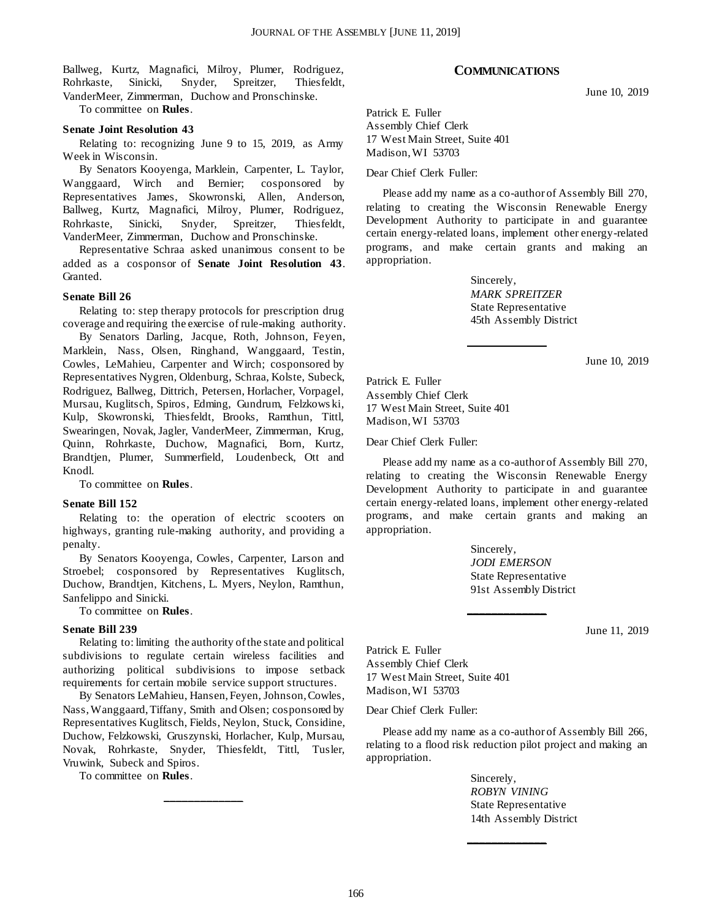Ballweg, Kurtz, Magnafici, Milroy, Plumer, Rodriguez, Rohrkaste, Sinicki, Snyder, Spreitzer, Thiesfeldt, VanderMeer, Zimmerman, Duchow and Pronschinske.

To committee on **Rules**.

**Senate Joint Resolution 43**

Relating to: recognizing June 9 to 15, 2019, as Army Week in Wisconsin.

By Senators Kooyenga, Marklein, Carpenter, L. Taylor, Wanggaard, Wirch and Bernier; cosponsored by Representatives James, Skowronski, Allen, Anderson, Ballweg, Kurtz, Magnafici, Milroy, Plumer, Rodriguez, Rohrkaste, Sinicki, Snyder, Spreitzer, Thiesfeldt, VanderMeer, Zimmerman, Duchow and Pronschinske.

Representative Schraa asked unanimous consent to be added as a cosponsor of **Senate Joint Resolution 43**. Granted.

**Senate Bill 26**

Relating to: step therapy protocols for prescription drug coverage and requiring the exercise of rule-making authority.

By Senators Darling, Jacque, Roth, Johnson, Feyen, Marklein, Nass, Olsen, Ringhand, Wanggaard, Testin, Cowles, LeMahieu, Carpenter and Wirch; cosponsored by Representatives Nygren, Oldenburg, Schraa, Kolste, Subeck, Rodriguez, Ballweg, Dittrich, Petersen, Horlacher, Vorpagel, Mursau, Kuglitsch, Spiros, Edming, Gundrum, Felzkowski, Kulp, Skowronski, Thiesfeldt, Brooks, Ramthun, Tittl, Swearingen, Novak, Jagler, VanderMeer, Zimmerman, Krug, Quinn, Rohrkaste, Duchow, Magnafici, Born, Kurtz, Brandtjen, Plumer, Summerfield, Loudenbeck, Ott and Knodl.

To committee on **Rules**.

**Senate Bill 152**

Relating to: the operation of electric scooters on highways, granting rule-making authority, and providing a penalty.

By Senators Kooyenga, Cowles, Carpenter, Larson and Stroebel; cosponsored by Representatives Kuglitsch, Duchow, Brandtjen, Kitchens, L. Myers, Neylon, Ramthun, Sanfelippo and Sinicki.

To committee on **Rules**.

**Senate Bill 239**

Relating to: limiting the authority of the state and political subdivisions to regulate certain wireless facilities and authorizing political subdivisions to impose setback requirements for certain mobile service support structures.

By Senators LeMahieu, Hansen, Feyen, Johnson, Cowles, Nass, Wanggaard, Tiffany, Smith and Olsen; cosponsored by Representatives Kuglitsch, Fields, Neylon, Stuck, Considine, Duchow, Felzkowski, Gruszynski, Horlacher, Kulp, Mursau, Novak, Rohrkaste, Snyder, Thiesfeldt, Tittl, Tusler, Vruwink, Subeck and Spiros.

To committee on **Rules**.

---

## COMMUNICATIONS

June 10, 2019

Patrick E. Fuller
Assembly Chief Clerk
17 West Main Street, Suite 401
Madison, WI 53703

Dear Chief Clerk Fuller:

Please add my name as a co-author of Assembly Bill 270, relating to creating the Wisconsin Renewable Energy Development Authority to participate in and guarantee certain energy-related loans, implement other energy-related programs, and make certain grants and making an appropriation.

Sincerely,
*MARK SPREITZER*
State Representative
45th Assembly District

---

June 10, 2019

Patrick E. Fuller
Assembly Chief Clerk
17 West Main Street, Suite 401
Madison, WI 53703

Dear Chief Clerk Fuller:

Please add my name as a co-author of Assembly Bill 270, relating to creating the Wisconsin Renewable Energy Development Authority to participate in and guarantee certain energy-related loans, implement other energy-related programs, and make certain grants and making an appropriation.

Sincerely,
*JODI EMERSON*
State Representative
91st Assembly District

---

June 11, 2019

Patrick E. Fuller
Assembly Chief Clerk
17 West Main Street, Suite 401
Madison, WI 53703

Dear Chief Clerk Fuller:

Please add my name as a co-author of Assembly Bill 266, relating to a flood risk reduction pilot project and making an appropriation.

Sincerely,
*ROBYN VINING*
State Representative
14th Assembly District

---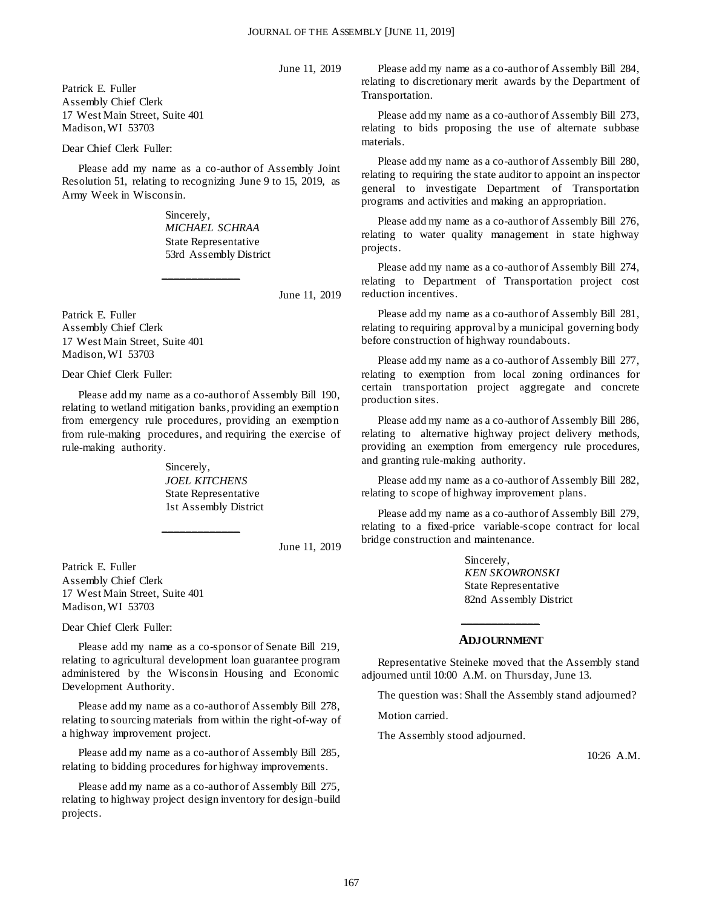June 11, 2019

Patrick E. Fuller
Assembly Chief Clerk
17 West Main Street, Suite 401
Madison, WI 53703

Dear Chief Clerk Fuller:

Please add my name as a co-author of Assembly Joint Resolution 51, relating to recognizing June 9 to 15, 2019, as Army Week in Wisconsin.

Sincerely,
*MICHAEL SCHRAA*
State Representative
53rd Assembly District

---

June 11, 2019

Patrick E. Fuller
Assembly Chief Clerk
17 West Main Street, Suite 401
Madison, WI 53703

Dear Chief Clerk Fuller:

Please add my name as a co-author of Assembly Bill 190, relating to wetland mitigation banks, providing an exemption from emergency rule procedures, providing an exemption from rule-making procedures, and requiring the exercise of rule-making authority.

Sincerely,
*JOEL KITCHENS*
State Representative
1st Assembly District

---

June 11, 2019

Patrick E. Fuller
Assembly Chief Clerk
17 West Main Street, Suite 401
Madison, WI 53703

Dear Chief Clerk Fuller:

Please add my name as a co-sponsor of Senate Bill 219, relating to agricultural development loan guarantee program administered by the Wisconsin Housing and Economic Development Authority.

Please add my name as a co-author of Assembly Bill 278, relating to sourcing materials from within the right-of-way of a highway improvement project.

Please add my name as a co-author of Assembly Bill 285, relating to bidding procedures for highway improvements.

Please add my name as a co-author of Assembly Bill 275, relating to highway project design inventory for design-build projects.

Please add my name as a co-author of Assembly Bill 284, relating to discretionary merit awards by the Department of Transportation.

Please add my name as a co-author of Assembly Bill 273, relating to bids proposing the use of alternate subbase materials.

Please add my name as a co-author of Assembly Bill 280, relating to requiring the state auditor to appoint an inspector general to investigate Department of Transportation programs and activities and making an appropriation.

Please add my name as a co-author of Assembly Bill 276, relating to water quality management in state highway projects.

Please add my name as a co-author of Assembly Bill 274, relating to Department of Transportation project cost reduction incentives.

Please add my name as a co-author of Assembly Bill 281, relating to requiring approval by a municipal governing body before construction of highway roundabouts.

Please add my name as a co-author of Assembly Bill 277, relating to exemption from local zoning ordinances for certain transportation project aggregate and concrete production sites.

Please add my name as a co-author of Assembly Bill 286, relating to alternative highway project delivery methods, providing an exemption from emergency rule procedures, and granting rule-making authority.

Please add my name as a co-author of Assembly Bill 282, relating to scope of highway improvement plans.

Please add my name as a co-author of Assembly Bill 279, relating to a fixed-price variable-scope contract for local bridge construction and maintenance.

Sincerely,
*KEN SKOWRONSKI*
State Representative
82nd Assembly District

---

## ADJOURNMENT

Representative Steineke moved that the Assembly stand adjourned until 10:00 A.M. on Thursday, June 13.

The question was: Shall the Assembly stand adjourned?

Motion carried.

The Assembly stood adjourned.

10:26 A.M.